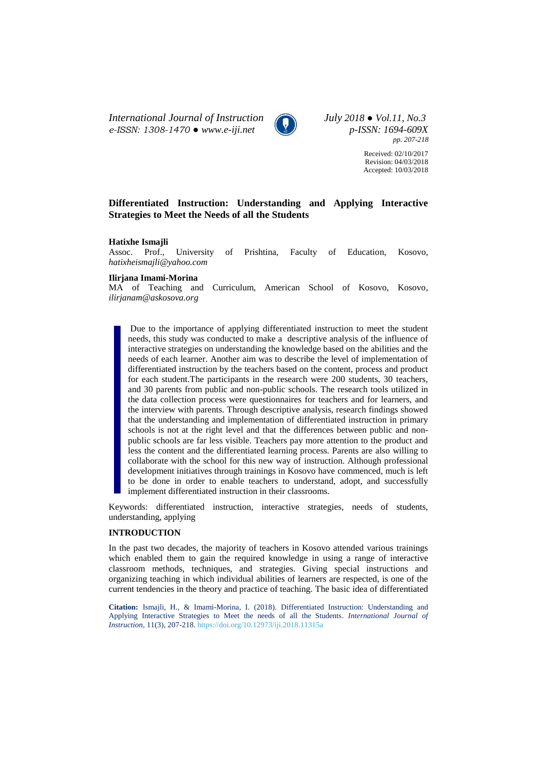# Differentiated Instruction: Understanding and Applying Interactive Strategies to Meet the Needs of all the Students

**Hatixhe Ismajli**
Assoc. Prof., University of Prishtina, Faculty of Education, Kosovo, *hatixheismajli@yahoo.com*

**Ilirjana Imami-Morina**
MA of Teaching and Curriculum, American School of Kosovo, Kosovo, *ilirjanam@askosova.org*

Received: 02/10/2017
Revision: 04/03/2018
Accepted: 10/03/2018

Due to the importance of applying differentiated instruction to meet the student needs, this study was conducted to make a descriptive analysis of the influence of interactive strategies on understanding the knowledge based on the abilities and the needs of each learner. Another aim was to describe the level of implementation of differentiated instruction by the teachers based on the content, process and product for each student.The participants in the research were 200 students, 30 teachers, and 30 parents from public and non-public schools. The research tools utilized in the data collection process were questionnaires for teachers and for learners, and the interview with parents. Through descriptive analysis, research findings showed that the understanding and implementation of differentiated instruction in primary schools is not at the right level and that the differences between public and non-public schools are far less visible. Teachers pay more attention to the product and less the content and the differentiated learning process. Parents are also willing to collaborate with the school for this new way of instruction. Although professional development initiatives through trainings in Kosovo have commenced, much is left to be done in order to enable teachers to understand, adopt, and successfully implement differentiated instruction in their classrooms.

Keywords: differentiated instruction, interactive strategies, needs of students, understanding, applying

## INTRODUCTION

In the past two decades, the majority of teachers in Kosovo attended various trainings which enabled them to gain the required knowledge in using a range of interactive classroom methods, techniques, and strategies. Giving special instructions and organizing teaching in which individual abilities of learners are respected, is one of the current tendencies in the theory and practice of teaching. The basic idea of differentiated

**Citation:** Ismajli, H., & Imami-Morina, I. (2018). Differentiated Instruction: Understanding and Applying Interactive Strategies to Meet the needs of all the Students. *International Journal of Instruction*, 11(3), 207-218. https://doi.org/10.12973/iji.2018.11315a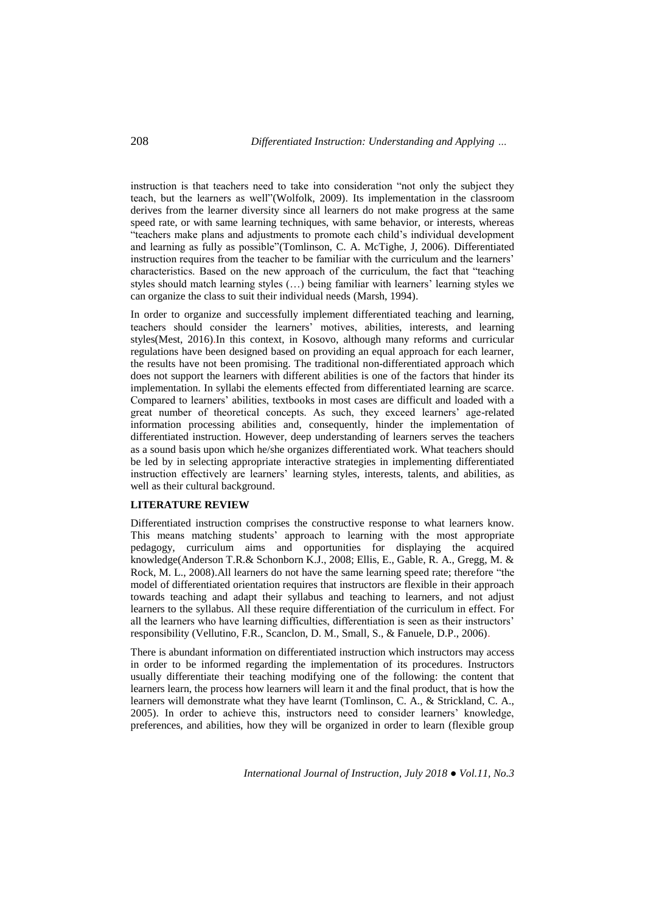instruction is that teachers need to take into consideration "not only the subject they teach, but the learners as well"(Wolfolk, 2009). Its implementation in the classroom derives from the learner diversity since all learners do not make progress at the same speed rate, or with same learning techniques, with same behavior, or interests, whereas "teachers make plans and adjustments to promote each child's individual development and learning as fully as possible"(Tomlinson, C. A. McTighe, J, 2006). Differentiated instruction requires from the teacher to be familiar with the curriculum and the learners' characteristics. Based on the new approach of the curriculum, the fact that "teaching styles should match learning styles (…) being familiar with learners' learning styles we can organize the class to suit their individual needs (Marsh, 1994).

In order to organize and successfully implement differentiated teaching and learning, teachers should consider the learners' motives, abilities, interests, and learning styles(Mest, 2016).In this context, in Kosovo, although many reforms and curricular regulations have been designed based on providing an equal approach for each learner, the results have not been promising. The traditional non-differentiated approach which does not support the learners with different abilities is one of the factors that hinder its implementation. In syllabi the elements effected from differentiated learning are scarce. Compared to learners' abilities, textbooks in most cases are difficult and loaded with a great number of theoretical concepts. As such, they exceed learners' age-related information processing abilities and, consequently, hinder the implementation of differentiated instruction. However, deep understanding of learners serves the teachers as a sound basis upon which he/she organizes differentiated work. What teachers should be led by in selecting appropriate interactive strategies in implementing differentiated instruction effectively are learners' learning styles, interests, talents, and abilities, as well as their cultural background.

## LITERATURE REVIEW

Differentiated instruction comprises the constructive response to what learners know. This means matching students' approach to learning with the most appropriate pedagogy, curriculum aims and opportunities for displaying the acquired knowledge(Anderson T.R.& Schonborn K.J., 2008; Ellis, E., Gable, R. A., Gregg, M. & Rock, M. L., 2008).All learners do not have the same learning speed rate; therefore "the model of differentiated orientation requires that instructors are flexible in their approach towards teaching and adapt their syllabus and teaching to learners, and not adjust learners to the syllabus. All these require differentiation of the curriculum in effect. For all the learners who have learning difficulties, differentiation is seen as their instructors' responsibility (Vellutino, F.R., Scanclon, D. M., Small, S., & Fanuele, D.P., 2006).

There is abundant information on differentiated instruction which instructors may access in order to be informed regarding the implementation of its procedures. Instructors usually differentiate their teaching modifying one of the following: the content that learners learn, the process how learners will learn it and the final product, that is how the learners will demonstrate what they have learnt (Tomlinson, C. A., & Strickland, C. A., 2005). In order to achieve this, instructors need to consider learners' knowledge, preferences, and abilities, how they will be organized in order to learn (flexible group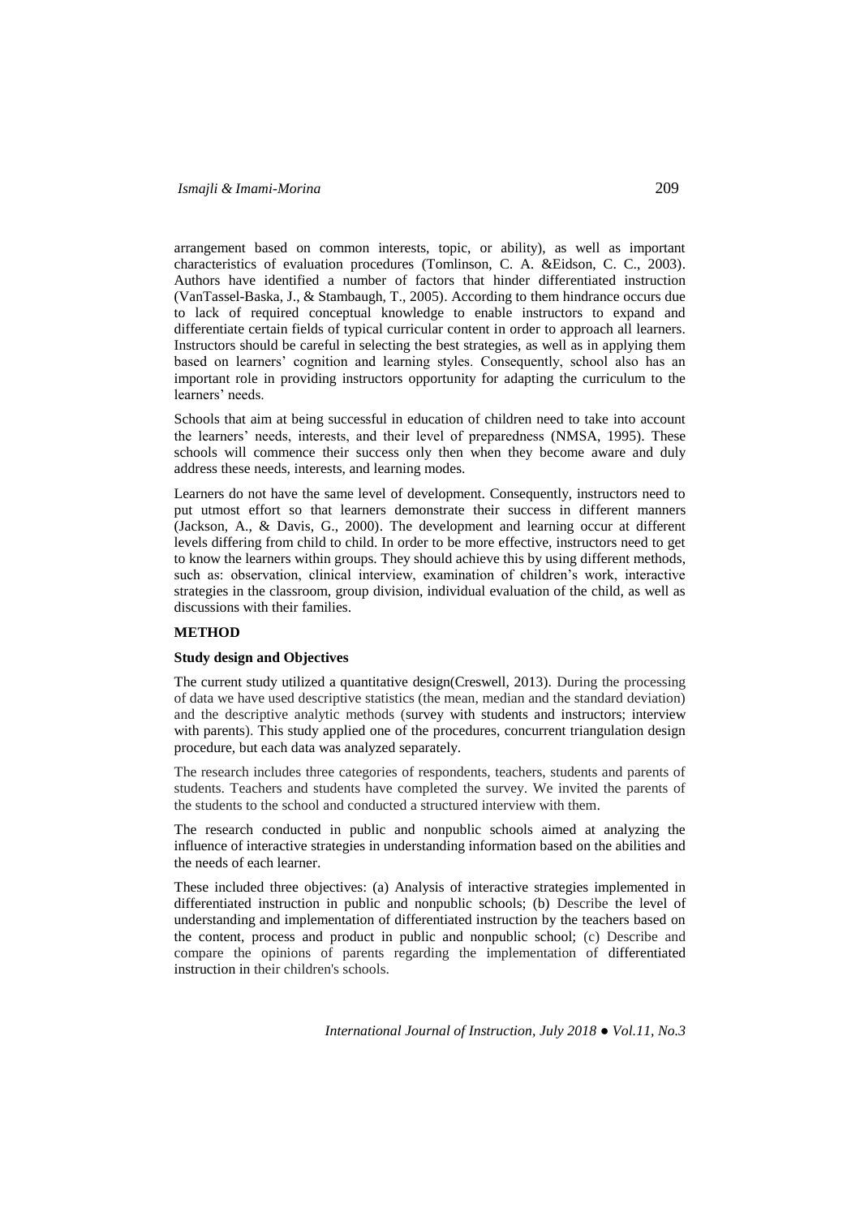arrangement based on common interests, topic, or ability), as well as important characteristics of evaluation procedures (Tomlinson, C. A. &Eidson, C. C., 2003). Authors have identified a number of factors that hinder differentiated instruction (VanTassel-Baska, J., & Stambaugh, T., 2005). According to them hindrance occurs due to lack of required conceptual knowledge to enable instructors to expand and differentiate certain fields of typical curricular content in order to approach all learners. Instructors should be careful in selecting the best strategies, as well as in applying them based on learners' cognition and learning styles. Consequently, school also has an important role in providing instructors opportunity for adapting the curriculum to the learners' needs.

Schools that aim at being successful in education of children need to take into account the learners' needs, interests, and their level of preparedness (NMSA, 1995). These schools will commence their success only then when they become aware and duly address these needs, interests, and learning modes.

Learners do not have the same level of development. Consequently, instructors need to put utmost effort so that learners demonstrate their success in different manners (Jackson, A., & Davis, G., 2000). The development and learning occur at different levels differing from child to child. In order to be more effective, instructors need to get to know the learners within groups. They should achieve this by using different methods, such as: observation, clinical interview, examination of children's work, interactive strategies in the classroom, group division, individual evaluation of the child, as well as discussions with their families.

## METHOD

### Study design and Objectives

The current study utilized a quantitative design(Creswell, 2013). During the processing of data we have used descriptive statistics (the mean, median and the standard deviation) and the descriptive analytic methods (survey with students and instructors; interview with parents). This study applied one of the procedures, concurrent triangulation design procedure, but each data was analyzed separately.

The research includes three categories of respondents, teachers, students and parents of students. Teachers and students have completed the survey. We invited the parents of the students to the school and conducted a structured interview with them.

The research conducted in public and nonpublic schools aimed at analyzing the influence of interactive strategies in understanding information based on the abilities and the needs of each learner.

These included three objectives: (a) Analysis of interactive strategies implemented in differentiated instruction in public and nonpublic schools; (b) Describe the level of understanding and implementation of differentiated instruction by the teachers based on the content, process and product in public and nonpublic school; (c) Describe and compare the opinions of parents regarding the implementation of differentiated instruction in their children's schools.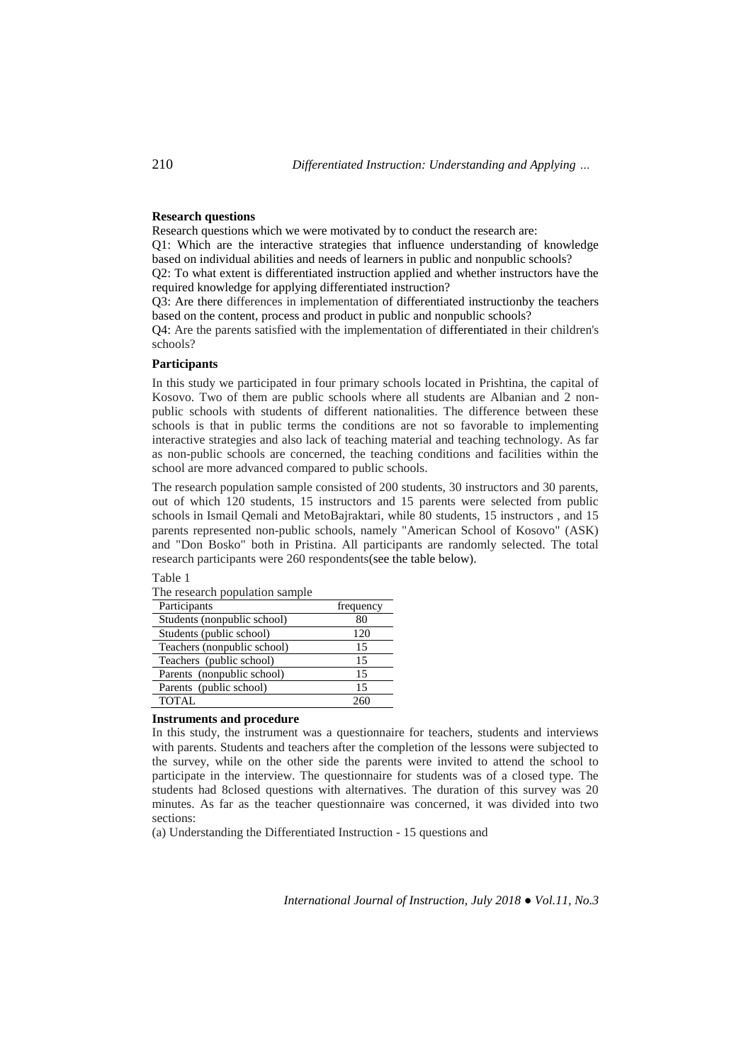**Research questions**

Research questions which we were motivated by to conduct the research are:

Q1: Which are the interactive strategies that influence understanding of knowledge based on individual abilities and needs of learners in public and nonpublic schools?

Q2: To what extent is differentiated instruction applied and whether instructors have the required knowledge for applying differentiated instruction?

Q3: Are there differences in implementation of differentiated instructionby the teachers based on the content, process and product in public and nonpublic schools?

Q4: Are the parents satisfied with the implementation of differentiated in their children's schools?

**Participants**

In this study we participated in four primary schools located in Prishtina, the capital of Kosovo. Two of them are public schools where all students are Albanian and 2 non-public schools with students of different nationalities. The difference between these schools is that in public terms the conditions are not so favorable to implementing interactive strategies and also lack of teaching material and teaching technology. As far as non-public schools are concerned, the teaching conditions and facilities within the school are more advanced compared to public schools.

The research population sample consisted of 200 students, 30 instructors and 30 parents, out of which 120 students, 15 instructors and 15 parents were selected from public schools in Ismail Qemali and MetoBajraktari, while 80 students, 15 instructors , and 15 parents represented non-public schools, namely "American School of Kosovo" (ASK) and "Don Bosko" both in Pristina. All participants are randomly selected. The total research participants were 260 respondents(see the table below).

Table 1

The research population sample

| Participants | frequency |
|---|---|
| Students (nonpublic school) | 80 |
| Students (public school) | 120 |
| Teachers (nonpublic school) | 15 |
| Teachers (public school) | 15 |
| Parents (nonpublic school) | 15 |
| Parents (public school) | 15 |
| TOTAL | 260 |

**Instruments and procedure**

In this study, the instrument was a questionnaire for teachers, students and interviews with parents. Students and teachers after the completion of the lessons were subjected to the survey, while on the other side the parents were invited to attend the school to participate in the interview. The questionnaire for students was of a closed type. The students had 8closed questions with alternatives. The duration of this survey was 20 minutes. As far as the teacher questionnaire was concerned, it was divided into two sections:

(a) Understanding the Differentiated Instruction - 15 questions and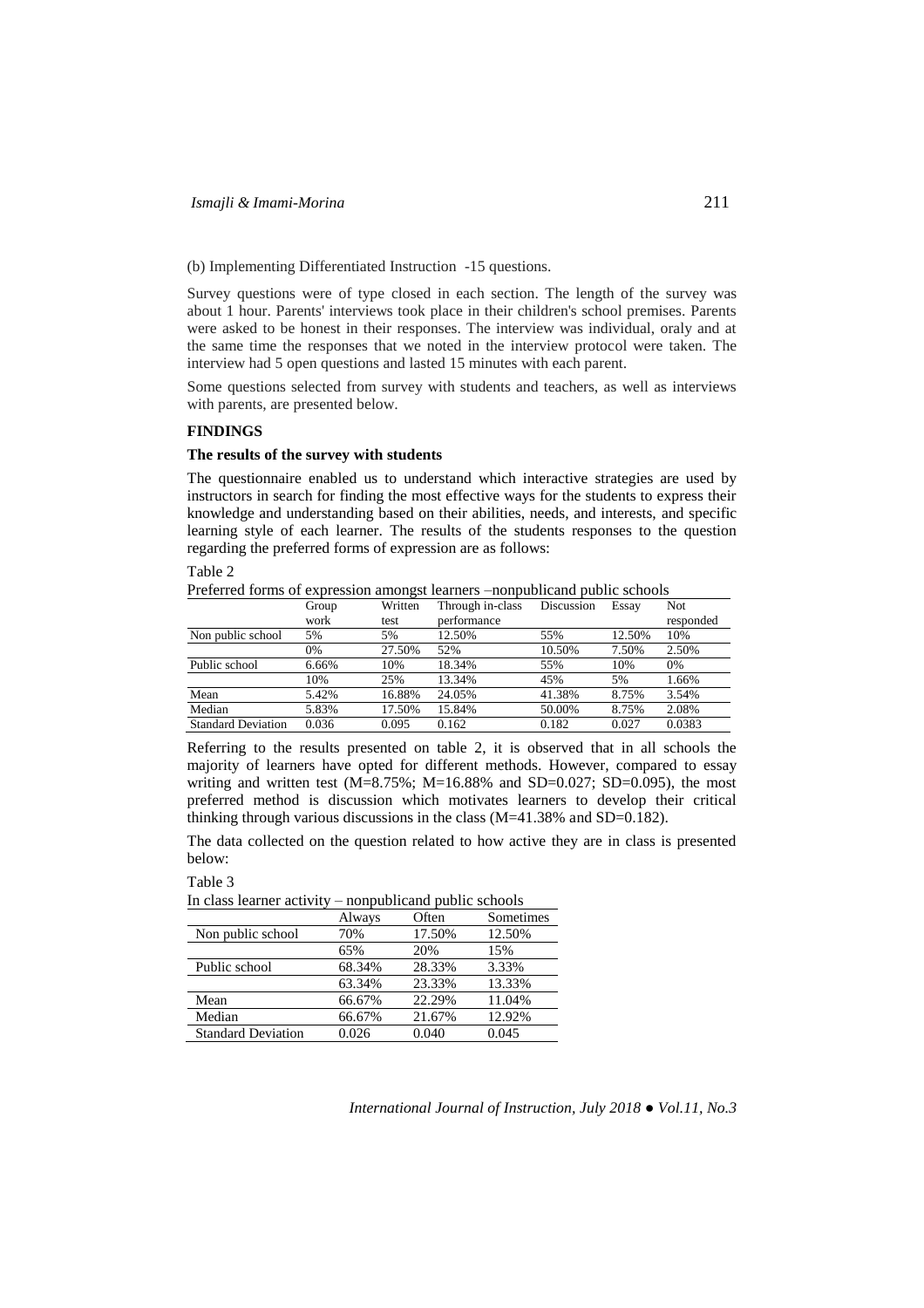(b) Implementing Differentiated Instruction -15 questions.

Survey questions were of type closed in each section. The length of the survey was about 1 hour. Parents' interviews took place in their children's school premises. Parents were asked to be honest in their responses. The interview was individual, oraly and at the same time the responses that we noted in the interview protocol were taken. The interview had 5 open questions and lasted 15 minutes with each parent.

Some questions selected from survey with students and teachers, as well as interviews with parents, are presented below.

## FINDINGS

### The results of the survey with students

The questionnaire enabled us to understand which interactive strategies are used by instructors in search for finding the most effective ways for the students to express their knowledge and understanding based on their abilities, needs, and interests, and specific learning style of each learner. The results of the students responses to the question regarding the preferred forms of expression are as follows:

Table 2

Preferred forms of expression amongst learners –nonpublicand public schools

| | Group work | Written test | Through in-class performance | Discussion | Essay | Not responded |
|---|---|---|---|---|---|---|
| Non public school | 5% | 5% | 12.50% | 55% | 12.50% | 10% |
| | 0% | 27.50% | 52% | 10.50% | 7.50% | 2.50% |
| Public school | 6.66% | 10% | 18.34% | 55% | 10% | 0% |
| | 10% | 25% | 13.34% | 45% | 5% | 1.66% |
| Mean | 5.42% | 16.88% | 24.05% | 41.38% | 8.75% | 3.54% |
| Median | 5.83% | 17.50% | 15.84% | 50.00% | 8.75% | 2.08% |
| Standard Deviation | 0.036 | 0.095 | 0.162 | 0.182 | 0.027 | 0.0383 |

Referring to the results presented on table 2, it is observed that in all schools the majority of learners have opted for different methods. However, compared to essay writing and written test (M=8.75%; M=16.88% and SD=0.027; SD=0.095), the most preferred method is discussion which motivates learners to develop their critical thinking through various discussions in the class (M=41.38% and SD=0.182).

The data collected on the question related to how active they are in class is presented below:

Table 3

In class learner activity – nonpublicand public schools

| | Always | Often | Sometimes |
|---|---|---|---|
| Non public school | 70% | 17.50% | 12.50% |
| | 65% | 20% | 15% |
| Public school | 68.34% | 28.33% | 3.33% |
| | 63.34% | 23.33% | 13.33% |
| Mean | 66.67% | 22.29% | 11.04% |
| Median | 66.67% | 21.67% | 12.92% |
| Standard Deviation | 0.026 | 0.040 | 0.045 |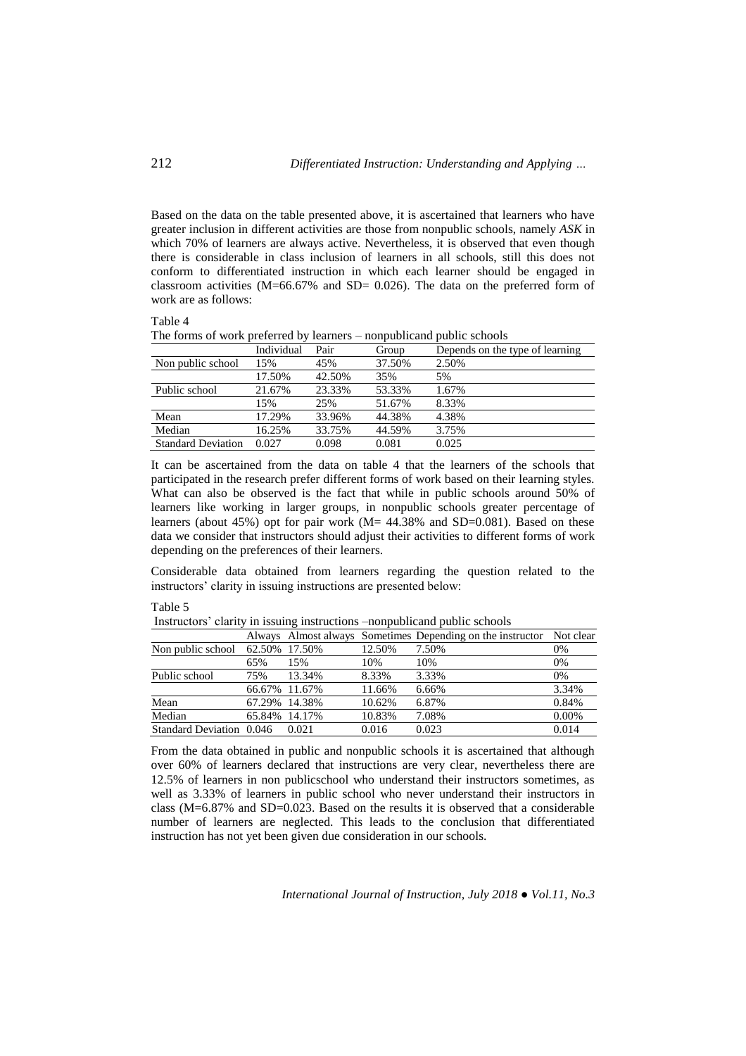Based on the data on the table presented above, it is ascertained that learners who have greater inclusion in different activities are those from nonpublic schools, namely *ASK* in which 70% of learners are always active. Nevertheless, it is observed that even though there is considerable in class inclusion of learners in all schools, still this does not conform to differentiated instruction in which each learner should be engaged in classroom activities (M=66.67% and SD= 0.026). The data on the preferred form of work are as follows:

Table 4

The forms of work preferred by learners – nonpublicand public schools

| | Individual | Pair | Group | Depends on the type of learning |
|---|---|---|---|---|
| Non public school | 15% | 45% | 37.50% | 2.50% |
| | 17.50% | 42.50% | 35% | 5% |
| Public school | 21.67% | 23.33% | 53.33% | 1.67% |
| | 15% | 25% | 51.67% | 8.33% |
| Mean | 17.29% | 33.96% | 44.38% | 4.38% |
| Median | 16.25% | 33.75% | 44.59% | 3.75% |
| Standard Deviation | 0.027 | 0.098 | 0.081 | 0.025 |

It can be ascertained from the data on table 4 that the learners of the schools that participated in the research prefer different forms of work based on their learning styles. What can also be observed is the fact that while in public schools around 50% of learners like working in larger groups, in nonpublic schools greater percentage of learners (about 45%) opt for pair work (M= 44.38% and SD=0.081). Based on these data we consider that instructors should adjust their activities to different forms of work depending on the preferences of their learners.

Considerable data obtained from learners regarding the question related to the instructors' clarity in issuing instructions are presented below:

Table 5

Instructors' clarity in issuing instructions –nonpublicand public schools

| | Always | Almost always | Sometimes | Depending on the instructor | Not clear |
|---|---|---|---|---|---|
| Non public school | 62.50% | 17.50% | 12.50% | 7.50% | 0% |
| | 65% | 15% | 10% | 10% | 0% |
| Public school | 75% | 13.34% | 8.33% | 3.33% | 0% |
| | 66.67% | 11.67% | 11.66% | 6.66% | 3.34% |
| Mean | 67.29% | 14.38% | 10.62% | 6.87% | 0.84% |
| Median | 65.84% | 14.17% | 10.83% | 7.08% | 0.00% |
| Standard Deviation | 0.046 | 0.021 | 0.016 | 0.023 | 0.014 |

From the data obtained in public and nonpublic schools it is ascertained that although over 60% of learners declared that instructions are very clear, nevertheless there are 12.5% of learners in non publicschool who understand their instructors sometimes, as well as 3.33% of learners in public school who never understand their instructors in class (M=6.87% and SD=0.023. Based on the results it is observed that a considerable number of learners are neglected. This leads to the conclusion that differentiated instruction has not yet been given due consideration in our schools.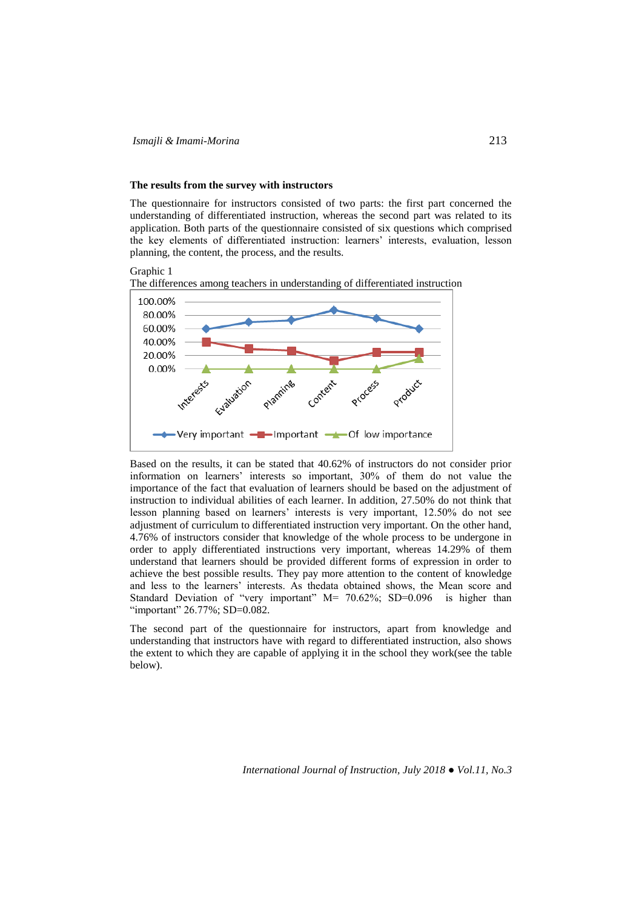**The results from the survey with instructors**

The questionnaire for instructors consisted of two parts: the first part concerned the understanding of differentiated instruction, whereas the second part was related to its application. Both parts of the questionnaire consisted of six questions which comprised the key elements of differentiated instruction: learners' interests, evaluation, lesson planning, the content, the process, and the results.

Graphic 1

The differences among teachers in understanding of differentiated instruction

Based on the results, it can be stated that 40.62% of instructors do not consider prior information on learners' interests so important, 30% of them do not value the importance of the fact that evaluation of learners should be based on the adjustment of instruction to individual abilities of each learner. In addition, 27.50% do not think that lesson planning based on learners' interests is very important, 12.50% do not see adjustment of curriculum to differentiated instruction very important. On the other hand, 4.76% of instructors consider that knowledge of the whole process to be undergone in order to apply differentiated instructions very important, whereas 14.29% of them understand that learners should be provided different forms of expression in order to achieve the best possible results. They pay more attention to the content of knowledge and less to the learners' interests. As thedata obtained shows, the Mean score and Standard Deviation of "very important" M= 70.62%; SD=0.096 is higher than "important" 26.77%; SD=0.082.

The second part of the questionnaire for instructors, apart from knowledge and understanding that instructors have with regard to differentiated instruction, also shows the extent to which they are capable of applying it in the school they work(see the table below).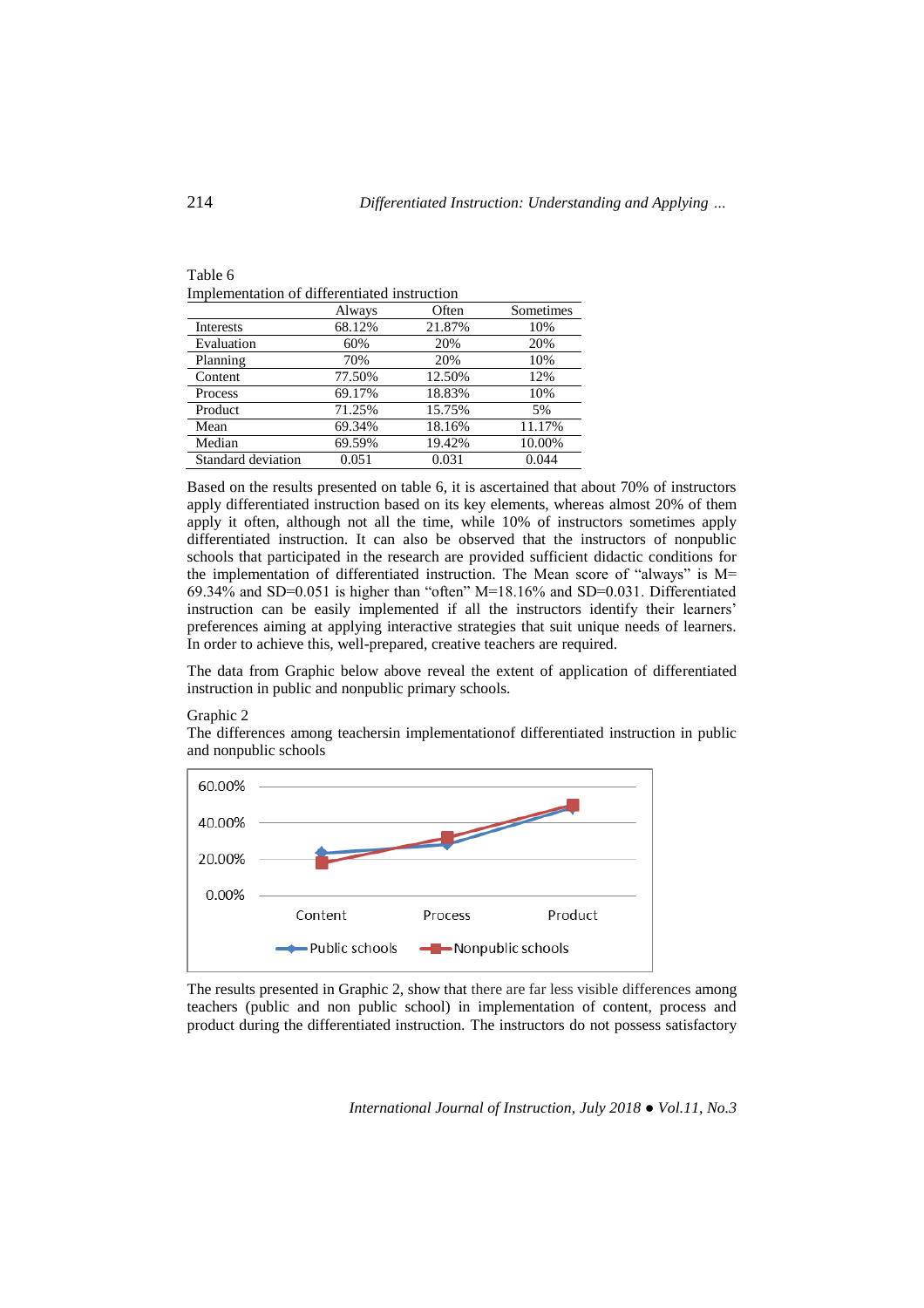Table 6
Implementation of differentiated instruction

| | Always | Often | Sometimes |
|---|---|---|---|
| Interests | 68.12% | 21.87% | 10% |
| Evaluation | 60% | 20% | 20% |
| Planning | 70% | 20% | 10% |
| Content | 77.50% | 12.50% | 12% |
| Process | 69.17% | 18.83% | 10% |
| Product | 71.25% | 15.75% | 5% |
| Mean | 69.34% | 18.16% | 11.17% |
| Median | 69.59% | 19.42% | 10.00% |
| Standard deviation | 0.051 | 0.031 | 0.044 |

Based on the results presented on table 6, it is ascertained that about 70% of instructors apply differentiated instruction based on its key elements, whereas almost 20% of them apply it often, although not all the time, while 10% of instructors sometimes apply differentiated instruction. It can also be observed that the instructors of nonpublic schools that participated in the research are provided sufficient didactic conditions for the implementation of differentiated instruction. The Mean score of "always" is M= 69.34% and SD=0.051 is higher than "often" M=18.16% and SD=0.031. Differentiated instruction can be easily implemented if all the instructors identify their learners' preferences aiming at applying interactive strategies that suit unique needs of learners. In order to achieve this, well-prepared, creative teachers are required.

The data from Graphic below above reveal the extent of application of differentiated instruction in public and nonpublic primary schools.

Graphic 2
The differences among teachersin implementationof differentiated instruction in public and nonpublic schools

The results presented in Graphic 2, show that there are far less visible differences among teachers (public and non public school) in implementation of content, process and product during the differentiated instruction. The instructors do not possess satisfactory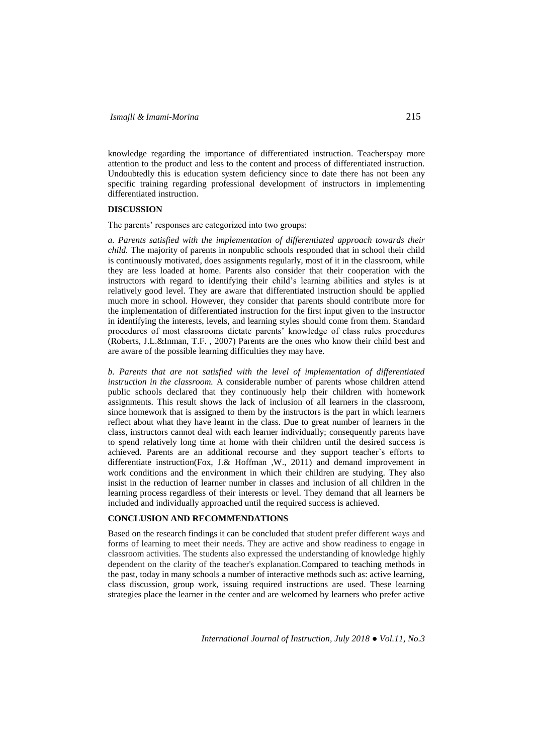knowledge regarding the importance of differentiated instruction. Teacherspay more attention to the product and less to the content and process of differentiated instruction. Undoubtedly this is education system deficiency since to date there has not been any specific training regarding professional development of instructors in implementing differentiated instruction.

## DISCUSSION

The parents' responses are categorized into two groups:

*a. Parents satisfied with the implementation of differentiated approach towards their child.* The majority of parents in nonpublic schools responded that in school their child is continuously motivated, does assignments regularly, most of it in the classroom, while they are less loaded at home. Parents also consider that their cooperation with the instructors with regard to identifying their child's learning abilities and styles is at relatively good level. They are aware that differentiated instruction should be applied much more in school. However, they consider that parents should contribute more for the implementation of differentiated instruction for the first input given to the instructor in identifying the interests, levels, and learning styles should come from them. Standard procedures of most classrooms dictate parents' knowledge of class rules procedures (Roberts, J.L.&Inman, T.F. , 2007) Parents are the ones who know their child best and are aware of the possible learning difficulties they may have.

*b. Parents that are not satisfied with the level of implementation of differentiated instruction in the classroom.* A considerable number of parents whose children attend public schools declared that they continuously help their children with homework assignments. This result shows the lack of inclusion of all learners in the classroom, since homework that is assigned to them by the instructors is the part in which learners reflect about what they have learnt in the class. Due to great number of learners in the class, instructors cannot deal with each learner individually; consequently parents have to spend relatively long time at home with their children until the desired success is achieved. Parents are an additional recourse and they support teacher`s efforts to differentiate instruction(Fox, J.& Hoffman ,W., 2011) and demand improvement in work conditions and the environment in which their children are studying. They also insist in the reduction of learner number in classes and inclusion of all children in the learning process regardless of their interests or level. They demand that all learners be included and individually approached until the required success is achieved.

## CONCLUSION AND RECOMMENDATIONS

Based on the research findings it can be concluded that student prefer different ways and forms of learning to meet their needs. They are active and show readiness to engage in classroom activities. The students also expressed the understanding of knowledge highly dependent on the clarity of the teacher's explanation.Compared to teaching methods in the past, today in many schools a number of interactive methods such as: active learning, class discussion, group work, issuing required instructions are used. These learning strategies place the learner in the center and are welcomed by learners who prefer active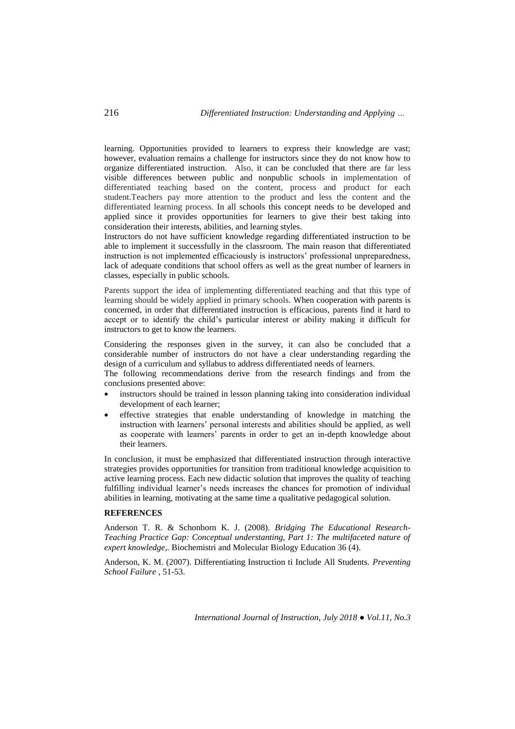learning. Opportunities provided to learners to express their knowledge are vast; however, evaluation remains a challenge for instructors since they do not know how to organize differentiated instruction. Also, it can be concluded that there are far less visible differences between public and nonpublic schools in implementation of differentiated teaching based on the content, process and product for each student.Teachers pay more attention to the product and less the content and the differentiated learning process. In all schools this concept needs to be developed and applied since it provides opportunities for learners to give their best taking into consideration their interests, abilities, and learning styles.

Instructors do not have sufficient knowledge regarding differentiated instruction to be able to implement it successfully in the classroom. The main reason that differentiated instruction is not implemented efficaciously is instructors' professional unpreparedness, lack of adequate conditions that school offers as well as the great number of learners in classes, especially in public schools.

Parents support the idea of implementing differentiated teaching and that this type of learning should be widely applied in primary schools. When cooperation with parents is concerned, in order that differentiated instruction is efficacious, parents find it hard to accept or to identify the child's particular interest or ability making it difficult for instructors to get to know the learners.

Considering the responses given in the survey, it can also be concluded that a considerable number of instructors do not have a clear understanding regarding the design of a curriculum and syllabus to address differentiated needs of learners.

The following recommendations derive from the research findings and from the conclusions presented above:

- instructors should be trained in lesson planning taking into consideration individual development of each learner;
- effective strategies that enable understanding of knowledge in matching the instruction with learners' personal interests and abilities should be applied, as well as cooperate with learners' parents in order to get an in-depth knowledge about their learners.

In conclusion, it must be emphasized that differentiated instruction through interactive strategies provides opportunities for transition from traditional knowledge acquisition to active learning process. Each new didactic solution that improves the quality of teaching fulfilling individual learner's needs increases the chances for promotion of individual abilities in learning, motivating at the same time a qualitative pedagogical solution.

## REFERENCES

Anderson T. R. & Schonborn K. J. (2008). *Bridging The Educational Research-Teaching Practice Gap: Conceptual understanting, Part 1: The multifaceted nature of expert knowledge,.* Biochemistri and Molecular Biology Education 36 (4).

Anderson, K. M. (2007). Differentiating Instruction ti Include All Students. *Preventing School Failure* , 51-53.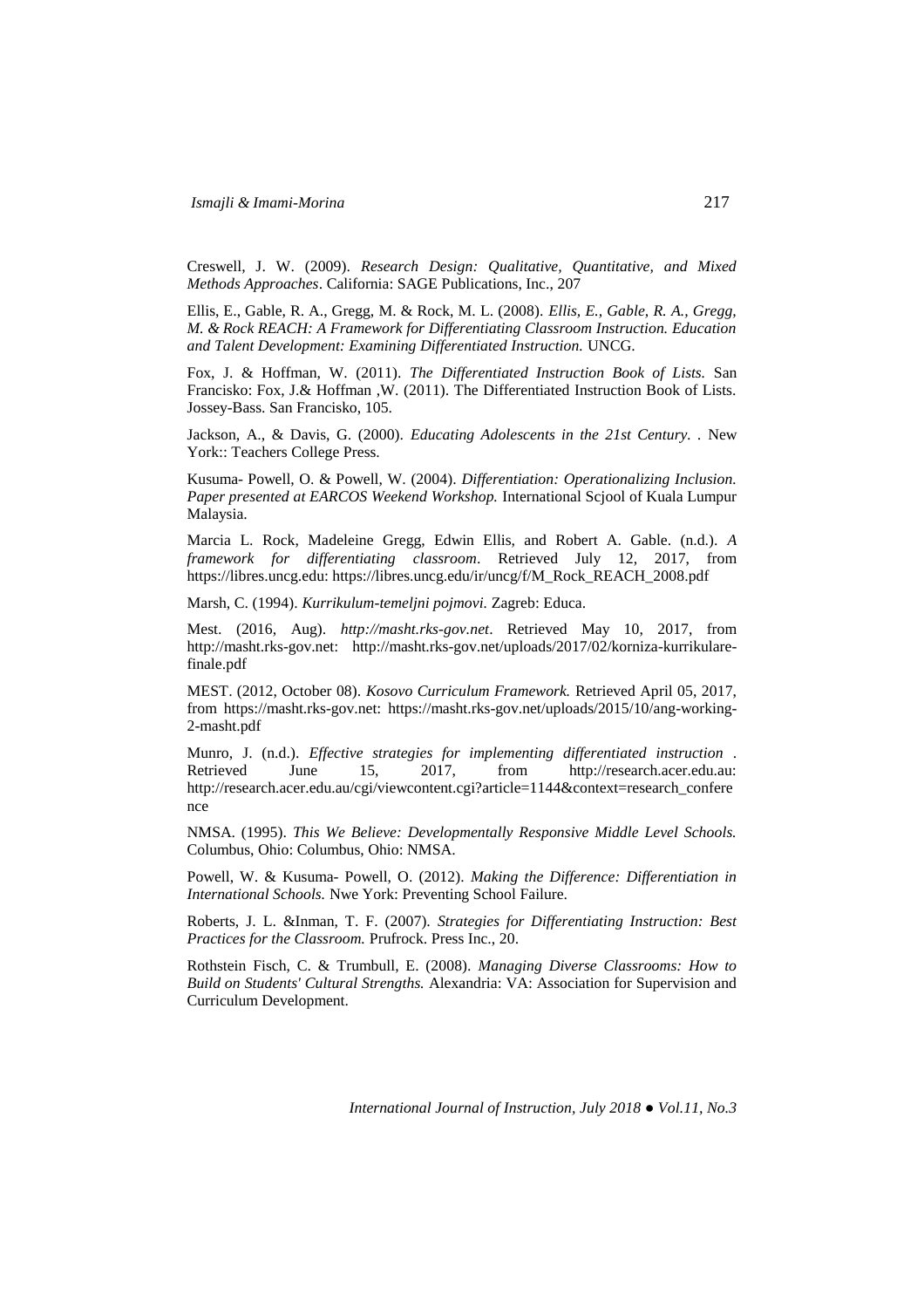Creswell, J. W. (2009). *Research Design: Qualitative, Quantitative, and Mixed Methods Approaches*. California: SAGE Publications, Inc., 207

Ellis, E., Gable, R. A., Gregg, M. & Rock, M. L. (2008). *Ellis, E., Gable, R. A., Gregg, M. & Rock REACH: A Framework for Differentiating Classroom Instruction. Education and Talent Development: Examining Differentiated Instruction.* UNCG.

Fox, J. & Hoffman, W. (2011). *The Differentiated Instruction Book of Lists.* San Francisko: Fox, J.& Hoffman ,W. (2011). The Differentiated Instruction Book of Lists. Jossey-Bass. San Francisko, 105.

Jackson, A., & Davis, G. (2000). *Educating Adolescents in the 21st Century.* . New York:: Teachers College Press.

Kusuma- Powell, O. & Powell, W. (2004). *Differentiation: Operationalizing Inclusion. Paper presented at EARCOS Weekend Workshop.* International Scjool of Kuala Lumpur Malaysia.

Marcia L. Rock, Madeleine Gregg, Edwin Ellis, and Robert A. Gable. (n.d.). *A framework for differentiating classroom*. Retrieved July 12, 2017, from https://libres.uncg.edu: https://libres.uncg.edu/ir/uncg/f/M_Rock_REACH_2008.pdf

Marsh, C. (1994). *Kurrikulum-temeljni pojmovi.* Zagreb: Educa.

Mest. (2016, Aug). *http://masht.rks-gov.net*. Retrieved May 10, 2017, from http://masht.rks-gov.net: http://masht.rks-gov.net/uploads/2017/02/korniza-kurrikulare-finale.pdf

MEST. (2012, October 08). *Kosovo Curriculum Framework.* Retrieved April 05, 2017, from https://masht.rks-gov.net: https://masht.rks-gov.net/uploads/2015/10/ang-working-2-masht.pdf

Munro, J. (n.d.). *Effective strategies for implementing differentiated instruction* . Retrieved June 15, 2017, from http://research.acer.edu.au: http://research.acer.edu.au/cgi/viewcontent.cgi?article=1144&context=research_conference

NMSA. (1995). *This We Believe: Developmentally Responsive Middle Level Schools.* Columbus, Ohio: Columbus, Ohio: NMSA.

Powell, W. & Kusuma- Powell, O. (2012). *Making the Difference: Differentiation in International Schools.* Nwe York: Preventing School Failure.

Roberts, J. L. &Inman, T. F. (2007). *Strategies for Differentiating Instruction: Best Practices for the Classroom.* Prufrock. Press Inc., 20.

Rothstein Fisch, C. & Trumbull, E. (2008). *Managing Diverse Classrooms: How to Build on Students' Cultural Strengths.* Alexandria: VA: Association for Supervision and Curriculum Development.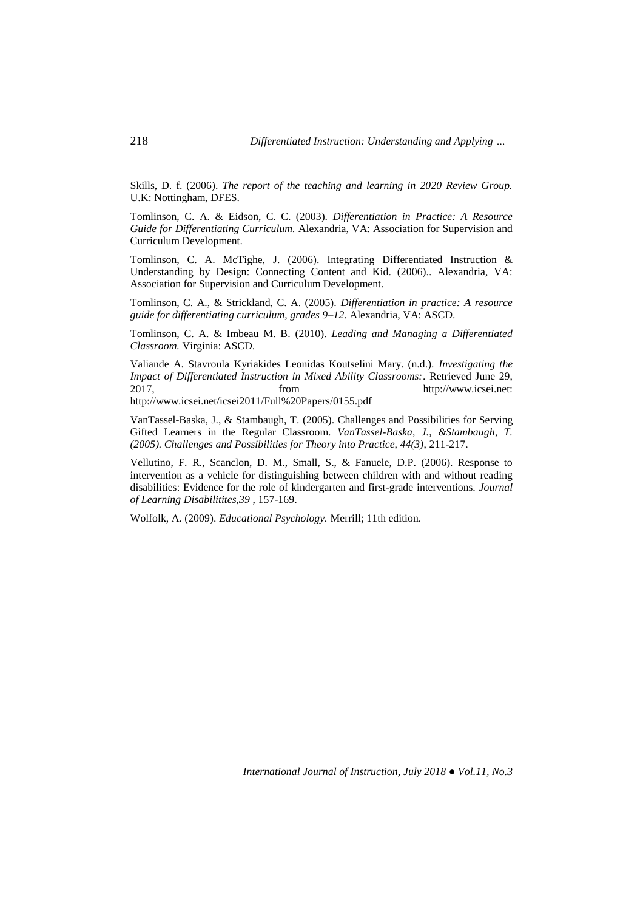Skills, D. f. (2006). *The report of the teaching and learning in 2020 Review Group.* U.K: Nottingham, DFES.

Tomlinson, C. A. & Eidson, C. C. (2003). *Differentiation in Practice: A Resource Guide for Differentiating Curriculum.* Alexandria, VA: Association for Supervision and Curriculum Development.

Tomlinson, C. A. McTighe, J. (2006). Integrating Differentiated Instruction & Understanding by Design: Connecting Content and Kid. (2006).. Alexandria, VA: Association for Supervision and Curriculum Development.

Tomlinson, C. A., & Strickland, C. A. (2005). *Differentiation in practice: A resource guide for differentiating curriculum, grades 9–12.* Alexandria, VA: ASCD.

Tomlinson, C. A. & Imbeau M. B. (2010). *Leading and Managing a Differentiated Classroom.* Virginia: ASCD.

Valiande A. Stavroula Kyriakides Leonidas Koutselini Mary. (n.d.). *Investigating the Impact of Differentiated Instruction in Mixed Ability Classrooms:*. Retrieved June 29, 2017, from http://www.icsei.net: http://www.icsei.net/icsei2011/Full%20Papers/0155.pdf

VanTassel-Baska, J., & Stambaugh, T. (2005). Challenges and Possibilities for Serving Gifted Learners in the Regular Classroom. *VanTassel-Baska, J., &Stambaugh, T. (2005). Challenges and Possibilities for Theory into Practice, 44(3),* 211-217.

Vellutino, F. R., Scanclon, D. M., Small, S., & Fanuele, D.P. (2006). Response to intervention as a vehicle for distinguishing between children with and without reading disabilities: Evidence for the role of kindergarten and first-grade interventions. *Journal of Learning Disabilitites,39* , 157-169.

Wolfolk, A. (2009). *Educational Psychology.* Merrill; 11th edition.